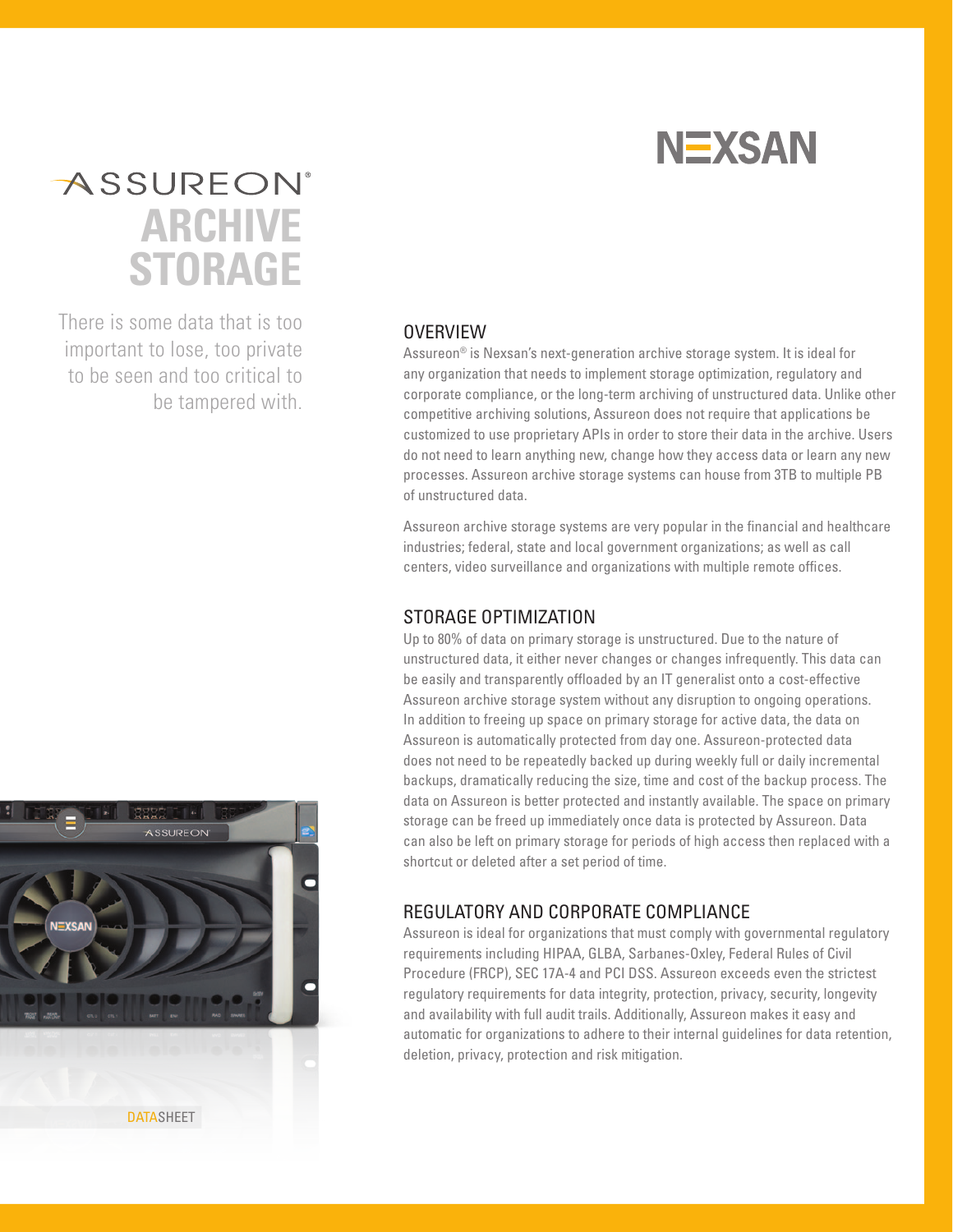NEXSAN

# ASSUREON® ARCHIVE STORAGE

There is some data that is too important to lose, too private to be seen and too critical to be tampered with.

## OVERVIEW

Assureon® is Nexsan's next-generation archive storage system. It is ideal for any organization that needs to implement storage optimization, regulatory and corporate compliance, or the long-term archiving of unstructured data. Unlike other competitive archiving solutions, Assureon does not require that applications be customized to use proprietary APIs in order to store their data in the archive. Users do not need to learn anything new, change how they access data or learn any new processes. Assureon archive storage systems can house from 3TB to multiple PB of unstructured data.

Assureon archive storage systems are very popular in the financial and healthcare industries; federal, state and local government organizations; as well as call centers, video surveillance and organizations with multiple remote offices.

## STORAGE OPTIMIZATION

Up to 80% of data on primary storage is unstructured. Due to the nature of unstructured data, it either never changes or changes infrequently. This data can be easily and transparently offloaded by an IT generalist onto a cost-effective Assureon archive storage system without any disruption to ongoing operations. In addition to freeing up space on primary storage for active data, the data on Assureon is automatically protected from day one. Assureon-protected data does not need to be repeatedly backed up during weekly full or daily incremental backups, dramatically reducing the size, time and cost of the backup process. The data on Assureon is better protected and instantly available. The space on primary storage can be freed up immediately once data is protected by Assureon. Data can also be left on primary storage for periods of high access then replaced with a shortcut or deleted after a set period of time.

## REGULATORY AND CORPORATE COMPLIANCE

Assureon is ideal for organizations that must comply with governmental regulatory requirements including HIPAA, GLBA, Sarbanes-Oxley, Federal Rules of Civil Procedure (FRCP), SEC 17A-4 and PCI DSS. Assureon exceeds even the strictest regulatory requirements for data integrity, protection, privacy, security, longevity and availability with full audit trails. Additionally, Assureon makes it easy and automatic for organizations to adhere to their internal guidelines for data retention, deletion, privacy, protection and risk mitigation.

DATASHEET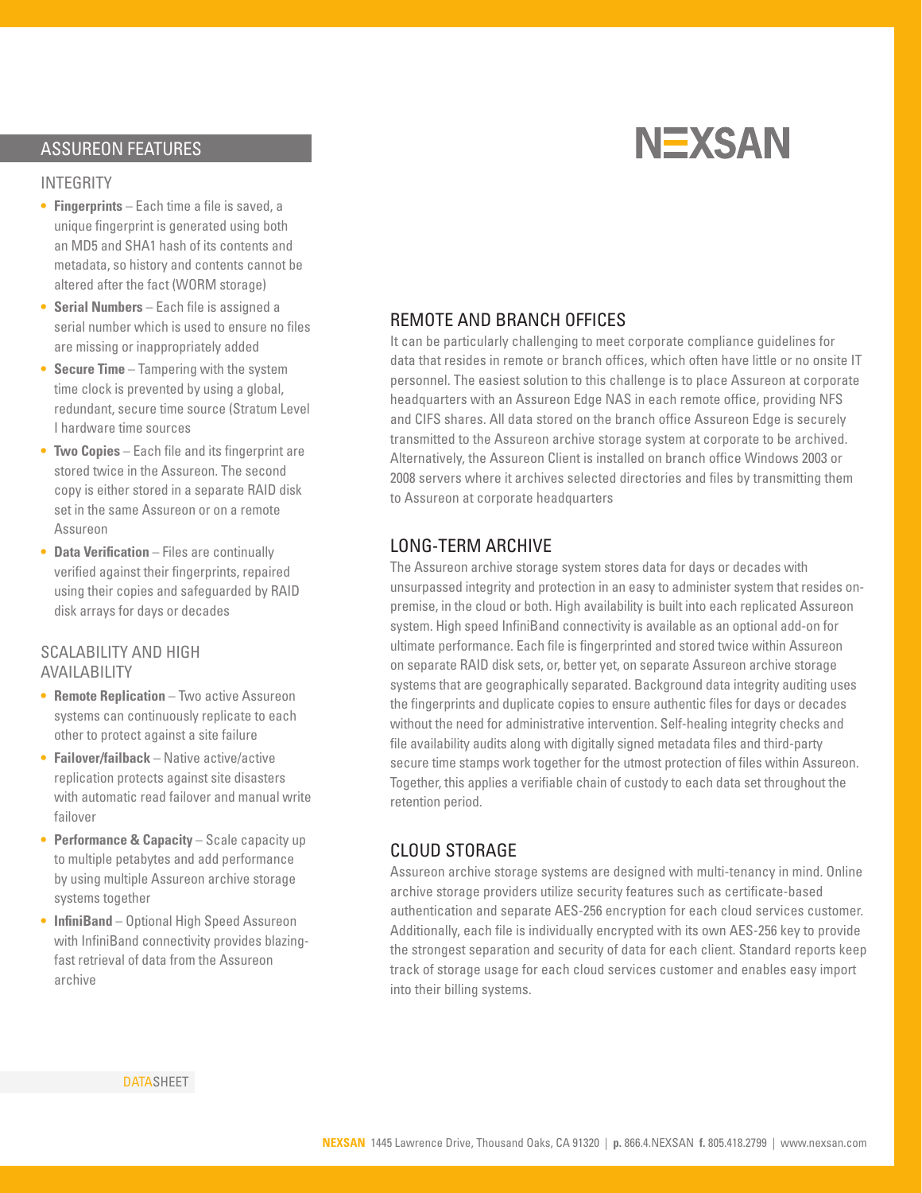## ASSUREON FEATURES

### INTEGRITY

- **Fingerprints** – Each time a file is saved, a unique fingerprint is generated using both an MD5 and SHA1 hash of its contents and metadata, so history and contents cannot be altered after the fact (WORM storage)
- **Serial Numbers** – Each file is assigned a serial number which is used to ensure no files are missing or inappropriately added
- **Secure Time** – Tampering with the system time clock is prevented by using a global, redundant, secure time source (Stratum Level I hardware time sources
- **Two Copies** – Each file and its fingerprint are stored twice in the Assureon. The second copy is either stored in a separate RAID disk set in the same Assureon or on a remote Assureon
- **Data Verification** – Files are continually verified against their fingerprints, repaired using their copies and safeguarded by RAID disk arrays for days or decades

### SCALABILITY AND HIGH AVAILABILITY

- **Remote Replication** – Two active Assureon systems can continuously replicate to each other to protect against a site failure
- **Failover/failback** – Native active/active replication protects against site disasters with automatic read failover and manual write failover
- **Performance & Capacity** – Scale capacity up to multiple petabytes and add performance by using multiple Assureon archive storage systems together
- **InfiniBand** – Optional High Speed Assureon with InfiniBand connectivity provides blazing-fast retrieval of data from the Assureon archive

## REMOTE AND BRANCH OFFICES

It can be particularly challenging to meet corporate compliance guidelines for data that resides in remote or branch offices, which often have little or no onsite IT personnel. The easiest solution to this challenge is to place Assureon at corporate headquarters with an Assureon Edge NAS in each remote office, providing NFS and CIFS shares. All data stored on the branch office Assureon Edge is securely transmitted to the Assureon archive storage system at corporate to be archived. Alternatively, the Assureon Client is installed on branch office Windows 2003 or 2008 servers where it archives selected directories and files by transmitting them to Assureon at corporate headquarters

## LONG-TERM ARCHIVE

The Assureon archive storage system stores data for days or decades with unsurpassed integrity and protection in an easy to administer system that resides on-premise, in the cloud or both. High availability is built into each replicated Assureon system. High speed InfiniBand connectivity is available as an optional add-on for ultimate performance. Each file is fingerprinted and stored twice within Assureon on separate RAID disk sets, or, better yet, on separate Assureon archive storage systems that are geographically separated. Background data integrity auditing uses the fingerprints and duplicate copies to ensure authentic files for days or decades without the need for administrative intervention. Self-healing integrity checks and file availability audits along with digitally signed metadata files and third-party secure time stamps work together for the utmost protection of files within Assureon. Together, this applies a verifiable chain of custody to each data set throughout the retention period.

## CLOUD STORAGE

Assureon archive storage systems are designed with multi-tenancy in mind. Online archive storage providers utilize security features such as certificate-based authentication and separate AES-256 encryption for each cloud services customer. Additionally, each file is individually encrypted with its own AES-256 key to provide the strongest separation and security of data for each client. Standard reports keep track of storage usage for each cloud services customer and enables easy import into their billing systems.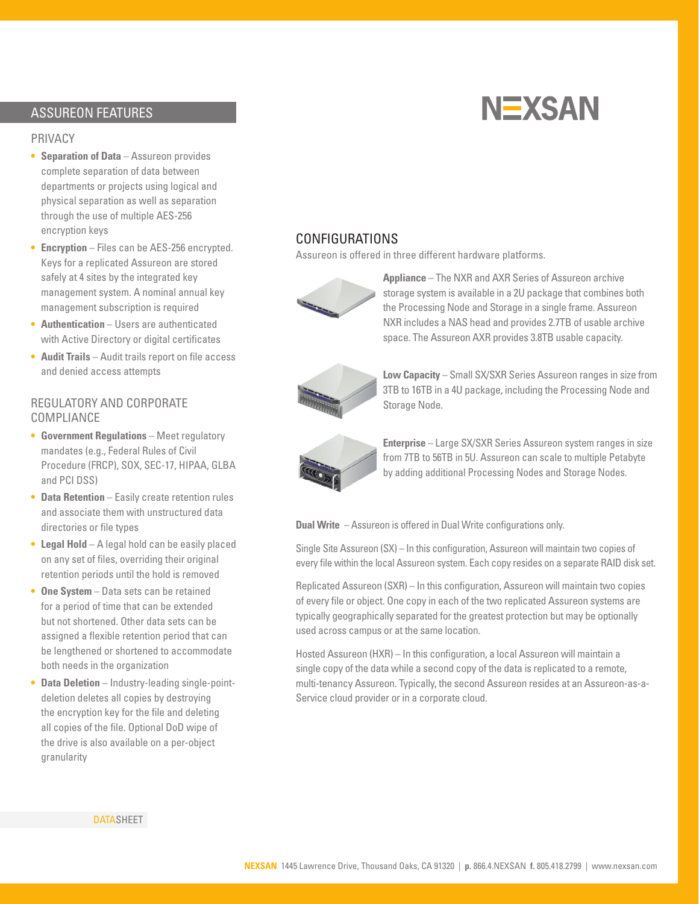## ASSUREON FEATURES

### PRIVACY

- **Separation of Data** – Assureon provides complete separation of data between departments or projects using logical and physical separation as well as separation through the use of multiple AES-256 encryption keys
- **Encryption** – Files can be AES-256 encrypted. Keys for a replicated Assureon are stored safely at 4 sites by the integrated key management system. A nominal annual key management subscription is required
- **Authentication** – Users are authenticated with Active Directory or digital certificates
- **Audit Trails** – Audit trails report on file access and denied access attempts

### REGULATORY AND CORPORATE COMPLIANCE

- **Government Regulations** – Meet regulatory mandates (e.g., Federal Rules of Civil Procedure (FRCP), SOX, SEC-17, HIPAA, GLBA and PCI DSS)
- **Data Retention** – Easily create retention rules and associate them with unstructured data directories or file types
- **Legal Hold** – A legal hold can be easily placed on any set of files, overriding their original retention periods until the hold is removed
- **One System** – Data sets can be retained for a period of time that can be extended but not shortened. Other data sets can be assigned a flexible retention period that can be lengthened or shortened to accommodate both needs in the organization
- **Data Deletion** – Industry-leading single-point-deletion deletes all copies by destroying the encryption key for the file and deleting all copies of the file. Optional DoD wipe of the drive is also available on a per-object granularity

## CONFIGURATIONS

Assureon is offered in three different hardware platforms.

**Appliance** – The NXR and AXR Series of Assureon archive storage system is available in a 2U package that combines both the Processing Node and Storage in a single frame. Assureon NXR includes a NAS head and provides 2.7TB of usable archive space. The Assureon AXR provides 3.8TB usable capacity.

**Low Capacity** – Small SX/SXR Series Assureon ranges in size from 3TB to 16TB in a 4U package, including the Processing Node and Storage Node.

**Enterprise** – Large SX/SXR Series Assureon system ranges in size from 7TB to 56TB in 5U. Assureon can scale to multiple Petabyte by adding additional Processing Nodes and Storage Nodes.

**Dual Write** – Assureon is offered in Dual Write configurations only.

Single Site Assureon (SX) – In this configuration, Assureon will maintain two copies of every file within the local Assureon system. Each copy resides on a separate RAID disk set.

Replicated Assureon (SXR) – In this configuration, Assureon will maintain two copies of every file or object. One copy in each of the two replicated Assureon systems are typically geographically separated for the greatest protection but may be optionally used across campus or at the same location.

Hosted Assureon (HXR) – In this configuration, a local Assureon will maintain a single copy of the data while a second copy of the data is replicated to a remote, multi-tenancy Assureon. Typically, the second Assureon resides at an Assureon-as-a-Service cloud provider or in a corporate cloud.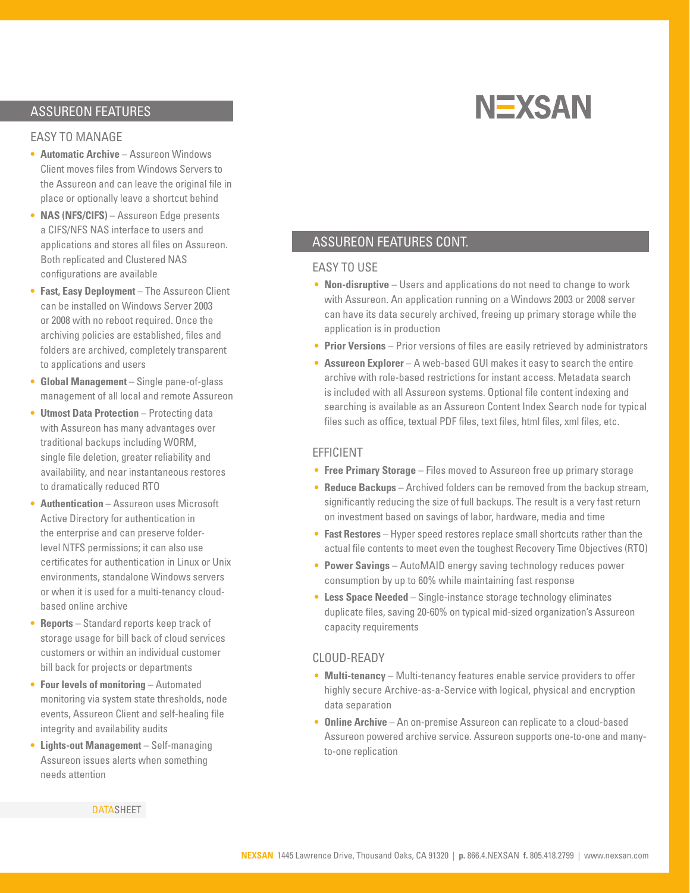## ASSUREON FEATURES

### EASY TO MANAGE

- **Automatic Archive** – Assureon Windows Client moves files from Windows Servers to the Assureon and can leave the original file in place or optionally leave a shortcut behind
- **NAS (NFS/CIFS)** – Assureon Edge presents a CIFS/NFS NAS interface to users and applications and stores all files on Assureon. Both replicated and Clustered NAS configurations are available
- **Fast, Easy Deployment** – The Assureon Client can be installed on Windows Server 2003 or 2008 with no reboot required. Once the archiving policies are established, files and folders are archived, completely transparent to applications and users
- **Global Management** – Single pane-of-glass management of all local and remote Assureon
- **Utmost Data Protection** – Protecting data with Assureon has many advantages over traditional backups including WORM, single file deletion, greater reliability and availability, and near instantaneous restores to dramatically reduced RTO
- **Authentication** – Assureon uses Microsoft Active Directory for authentication in the enterprise and can preserve folder-level NTFS permissions; it can also use certificates for authentication in Linux or Unix environments, standalone Windows servers or when it is used for a multi-tenancy cloud-based online archive
- **Reports** – Standard reports keep track of storage usage for bill back of cloud services customers or within an individual customer bill back for projects or departments
- **Four levels of monitoring** – Automated monitoring via system state thresholds, node events, Assureon Client and self-healing file integrity and availability audits
- **Lights-out Management** – Self-managing Assureon issues alerts when something needs attention

## ASSUREON FEATURES CONT.

### EASY TO USE

- **Non-disruptive** – Users and applications do not need to change to work with Assureon. An application running on a Windows 2003 or 2008 server can have its data securely archived, freeing up primary storage while the application is in production
- **Prior Versions** – Prior versions of files are easily retrieved by administrators
- **Assureon Explorer** – A web-based GUI makes it easy to search the entire archive with role-based restrictions for instant access. Metadata search is included with all Assureon systems. Optional file content indexing and searching is available as an Assureon Content Index Search node for typical files such as office, textual PDF files, text files, html files, xml files, etc.

### EFFICIENT

- **Free Primary Storage** – Files moved to Assureon free up primary storage
- **Reduce Backups** – Archived folders can be removed from the backup stream, significantly reducing the size of full backups. The result is a very fast return on investment based on savings of labor, hardware, media and time
- **Fast Restores** – Hyper speed restores replace small shortcuts rather than the actual file contents to meet even the toughest Recovery Time Objectives (RTO)
- **Power Savings** – AutoMAID energy saving technology reduces power consumption by up to 60% while maintaining fast response
- **Less Space Needed** – Single-instance storage technology eliminates duplicate files, saving 20-60% on typical mid-sized organization's Assureon capacity requirements

### CLOUD-READY

- **Multi-tenancy** – Multi-tenancy features enable service providers to offer highly secure Archive-as-a-Service with logical, physical and encryption data separation
- **Online Archive** – An on-premise Assureon can replicate to a cloud-based Assureon powered archive service. Assureon supports one-to-one and many-to-one replication